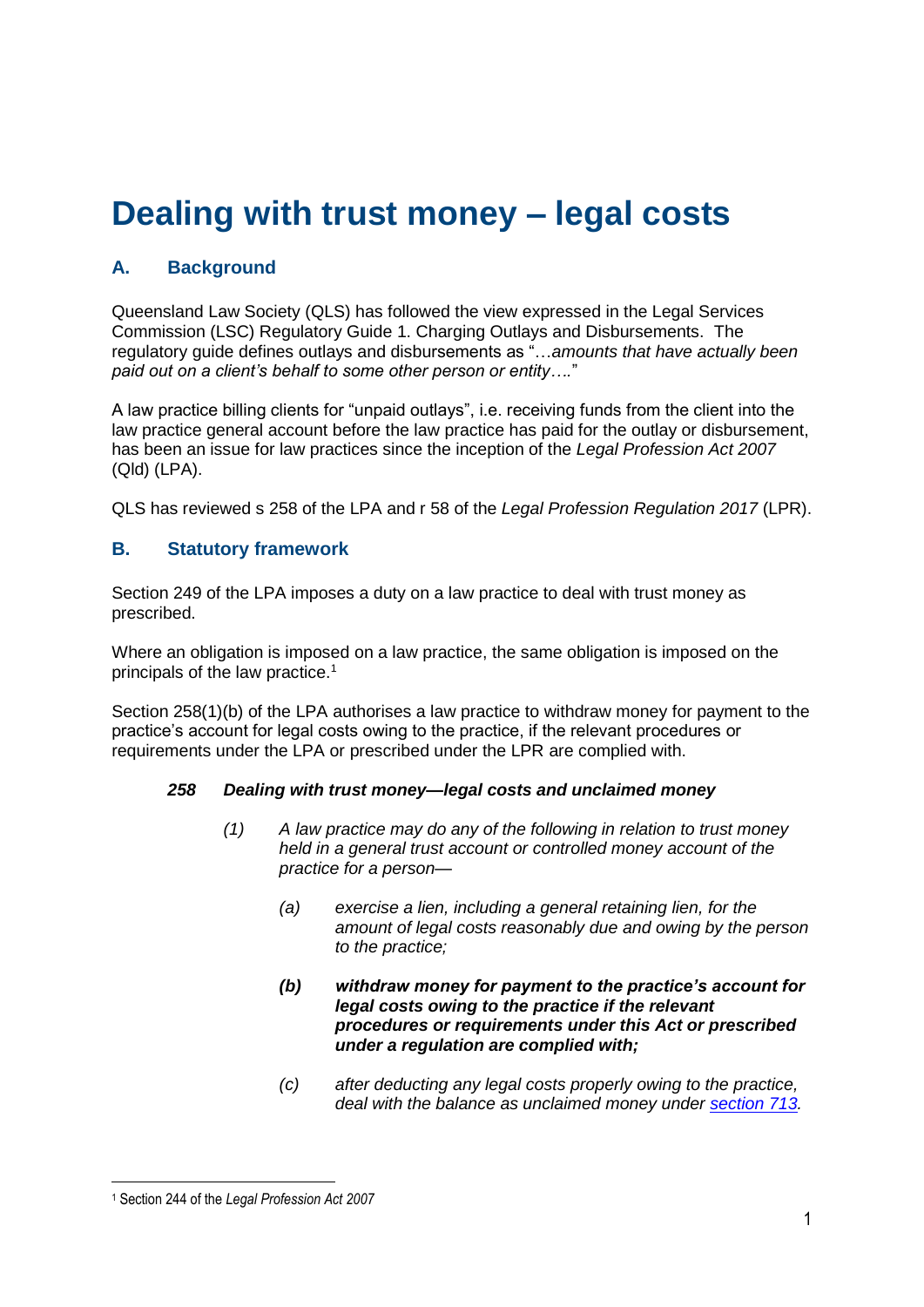# Dealing with trust money – legal costs

## A. Background

Queensland Law Society (QLS) has followed the view expressed in the Legal Services Commission (LSC) Regulatory Guide 1. Charging Outlays and Disbursements. The regulatory guide defines outlays and disbursements as "…*amounts that have actually been paid out on a client's behalf to some other person or entity….*"

A law practice billing clients for "unpaid outlays", i.e. receiving funds from the client into the law practice general account before the law practice has paid for the outlay or disbursement, has been an issue for law practices since the inception of the *Legal Profession Act 2007* (Qld) (LPA).

QLS has reviewed s 258 of the LPA and r 58 of the *Legal Profession Regulation 2017* (LPR).

## B. Statutory framework

Section 249 of the LPA imposes a duty on a law practice to deal with trust money as prescribed.

Where an obligation is imposed on a law practice, the same obligation is imposed on the principals of the law practice.[1]

Section 258(1)(b) of the LPA authorises a law practice to withdraw money for payment to the practice's account for legal costs owing to the practice, if the relevant procedures or requirements under the LPA or prescribed under the LPR are complied with.

> ***258 Dealing with trust money—legal costs and unclaimed money***
>
> *(1) A law practice may do any of the following in relation to trust money held in a general trust account or controlled money account of the practice for a person—*
>
> *(a) exercise a lien, including a general retaining lien, for the amount of legal costs reasonably due and owing by the person to the practice;*
>
> ***(b) withdraw money for payment to the practice's account for legal costs owing to the practice if the relevant procedures or requirements under this Act or prescribed under a regulation are complied with;***
>
> *(c) after deducting any legal costs properly owing to the practice, deal with the balance as unclaimed money under section 713.*

[1] Section 244 of the *Legal Profession Act 2007*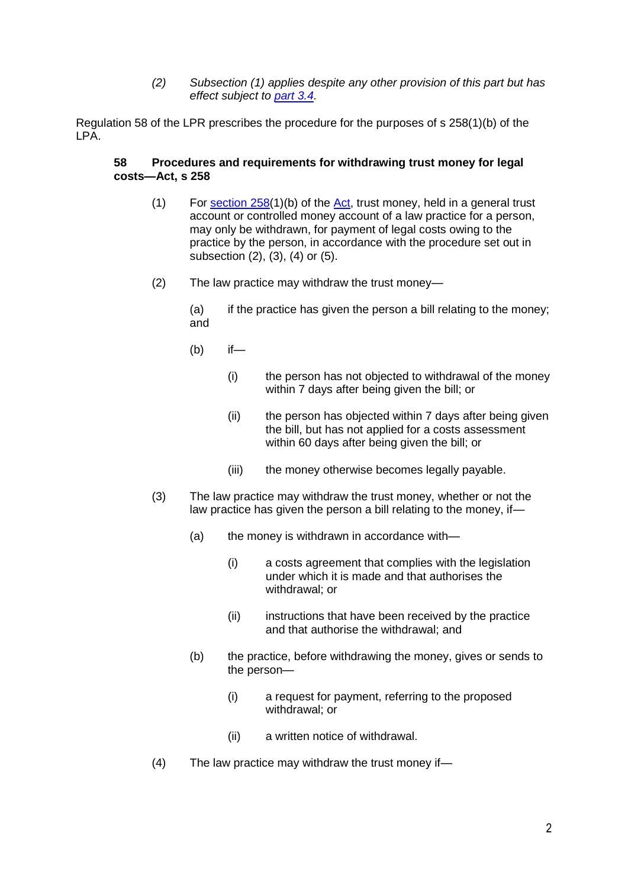*(2) Subsection (1) applies despite any other provision of this part but has effect subject to part 3.4.*

Regulation 58 of the LPR prescribes the procedure for the purposes of s 258(1)(b) of the LPA.

**58 Procedures and requirements for withdrawing trust money for legal costs—Act, s 258**

(1) For section 258(1)(b) of the Act, trust money, held in a general trust account or controlled money account of a law practice for a person, may only be withdrawn, for payment of legal costs owing to the practice by the person, in accordance with the procedure set out in subsection (2), (3), (4) or (5).

(2) The law practice may withdraw the trust money—

(a) if the practice has given the person a bill relating to the money; and

(b) if—

(i) the person has not objected to withdrawal of the money within 7 days after being given the bill; or

(ii) the person has objected within 7 days after being given the bill, but has not applied for a costs assessment within 60 days after being given the bill; or

(iii) the money otherwise becomes legally payable.

(3) The law practice may withdraw the trust money, whether or not the law practice has given the person a bill relating to the money, if—

(a) the money is withdrawn in accordance with—

(i) a costs agreement that complies with the legislation under which it is made and that authorises the withdrawal; or

(ii) instructions that have been received by the practice and that authorise the withdrawal; and

(b) the practice, before withdrawing the money, gives or sends to the person—

(i) a request for payment, referring to the proposed withdrawal; or

(ii) a written notice of withdrawal.

(4) The law practice may withdraw the trust money if—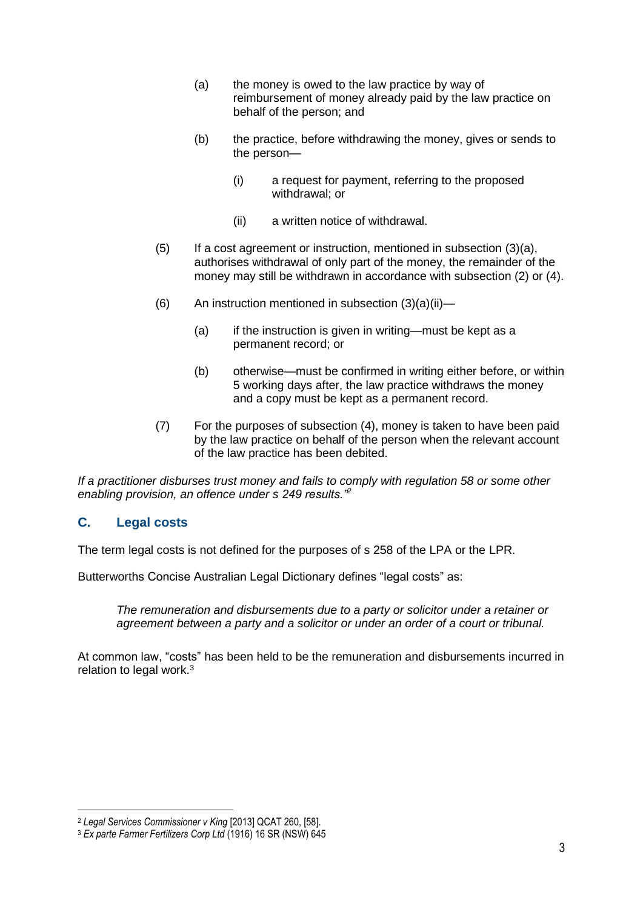(a) the money is owed to the law practice by way of reimbursement of money already paid by the law practice on behalf of the person; and

(b) the practice, before withdrawing the money, gives or sends to the person—

(i) a request for payment, referring to the proposed withdrawal; or

(ii) a written notice of withdrawal.

(5) If a cost agreement or instruction, mentioned in subsection (3)(a), authorises withdrawal of only part of the money, the remainder of the money may still be withdrawn in accordance with subsection (2) or (4).

(6) An instruction mentioned in subsection (3)(a)(ii)—

(a) if the instruction is given in writing—must be kept as a permanent record; or

(b) otherwise—must be confirmed in writing either before, or within 5 working days after, the law practice withdraws the money and a copy must be kept as a permanent record.

(7) For the purposes of subsection (4), money is taken to have been paid by the law practice on behalf of the person when the relevant account of the law practice has been debited.

*If a practitioner disburses trust money and fails to comply with regulation 58 or some other enabling provision, an offence under s 249 results."*[2]

## C. Legal costs

The term legal costs is not defined for the purposes of s 258 of the LPA or the LPR.

Butterworths Concise Australian Legal Dictionary defines "legal costs" as:

> *The remuneration and disbursements due to a party or solicitor under a retainer or agreement between a party and a solicitor or under an order of a court or tribunal.*

At common law, "costs" has been held to be the remuneration and disbursements incurred in relation to legal work.[3]

---

[2] *Legal Services Commissioner v King* [2013] QCAT 260, [58].

[3] *Ex parte Farmer Fertilizers Corp Ltd* (1916) 16 SR (NSW) 645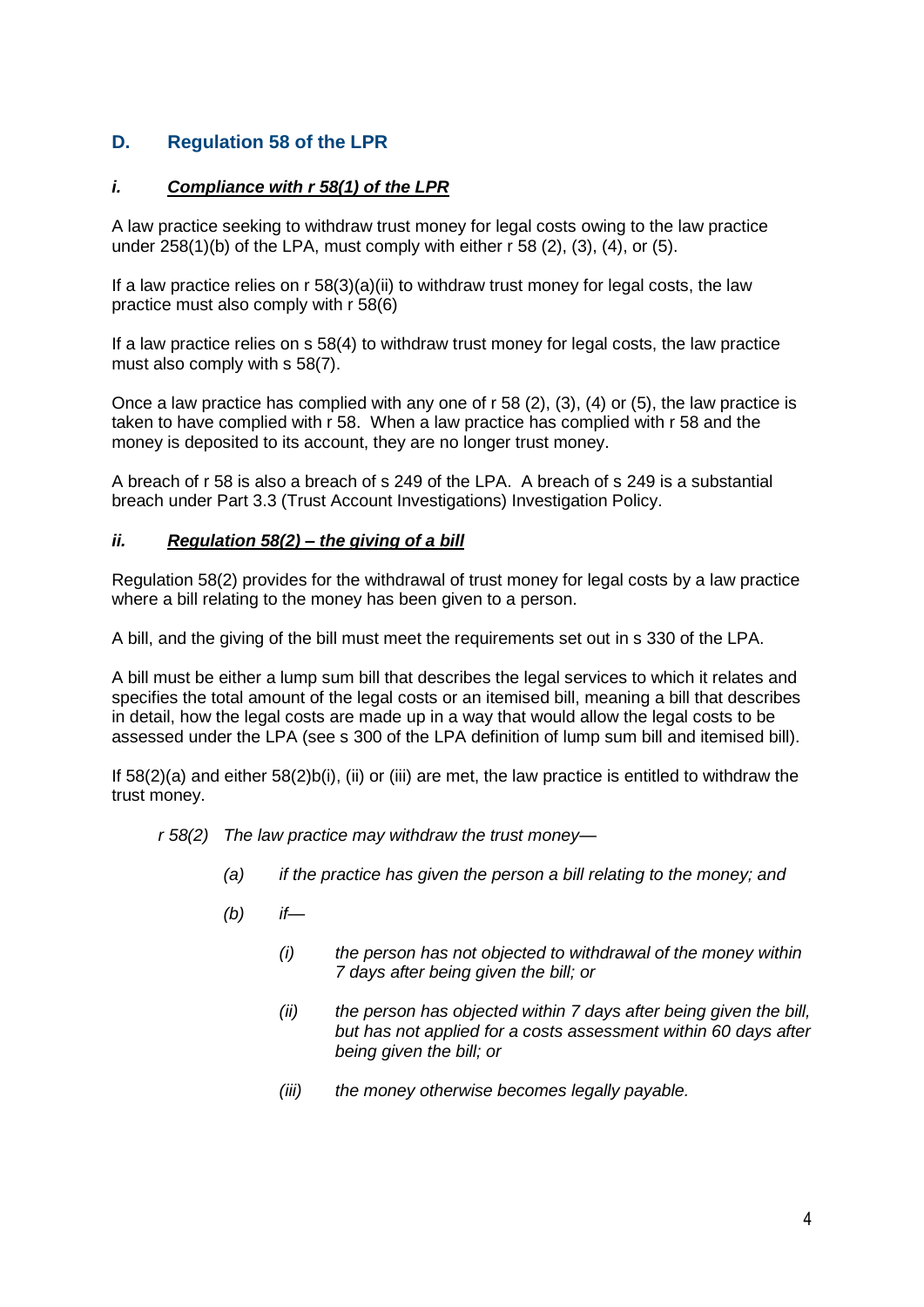## D. Regulation 58 of the LPR

### *i. Compliance with r 58(1) of the LPR*

A law practice seeking to withdraw trust money for legal costs owing to the law practice under 258(1)(b) of the LPA, must comply with either r 58 (2), (3), (4), or (5).

If a law practice relies on r 58(3)(a)(ii) to withdraw trust money for legal costs, the law practice must also comply with r 58(6)

If a law practice relies on s 58(4) to withdraw trust money for legal costs, the law practice must also comply with s 58(7).

Once a law practice has complied with any one of r 58 (2), (3), (4) or (5), the law practice is taken to have complied with r 58. When a law practice has complied with r 58 and the money is deposited to its account, they are no longer trust money.

A breach of r 58 is also a breach of s 249 of the LPA. A breach of s 249 is a substantial breach under Part 3.3 (Trust Account Investigations) Investigation Policy.

### *ii. Regulation 58(2) – the giving of a bill*

Regulation 58(2) provides for the withdrawal of trust money for legal costs by a law practice where a bill relating to the money has been given to a person.

A bill, and the giving of the bill must meet the requirements set out in s 330 of the LPA.

A bill must be either a lump sum bill that describes the legal services to which it relates and specifies the total amount of the legal costs or an itemised bill, meaning a bill that describes in detail, how the legal costs are made up in a way that would allow the legal costs to be assessed under the LPA (see s 300 of the LPA definition of lump sum bill and itemised bill).

If 58(2)(a) and either 58(2)b(i), (ii) or (iii) are met, the law practice is entitled to withdraw the trust money.

> *r 58(2) The law practice may withdraw the trust money—*
>
> *(a) if the practice has given the person a bill relating to the money; and*
>
> *(b) if—*
>
> *(i) the person has not objected to withdrawal of the money within 7 days after being given the bill; or*
>
> *(ii) the person has objected within 7 days after being given the bill, but has not applied for a costs assessment within 60 days after being given the bill; or*
>
> *(iii) the money otherwise becomes legally payable.*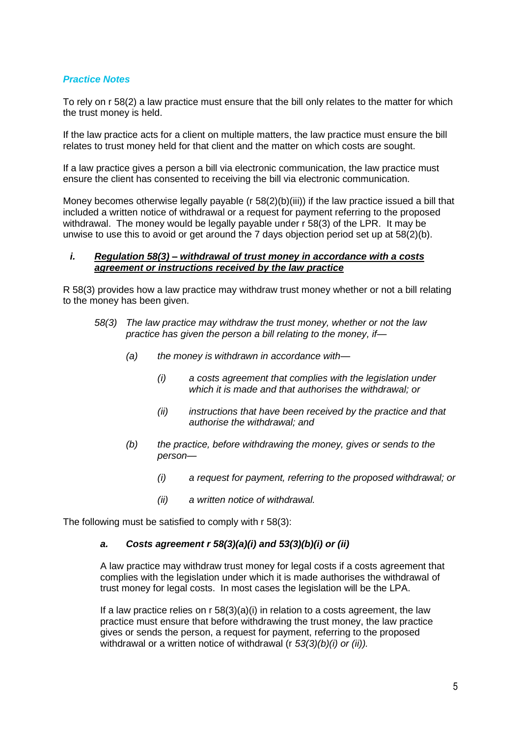### *Practice Notes*

To rely on r 58(2) a law practice must ensure that the bill only relates to the matter for which the trust money is held.

If the law practice acts for a client on multiple matters, the law practice must ensure the bill relates to trust money held for that client and the matter on which costs are sought.

If a law practice gives a person a bill via electronic communication, the law practice must ensure the client has consented to receiving the bill via electronic communication.

Money becomes otherwise legally payable (r 58(2)(b)(iii)) if the law practice issued a bill that included a written notice of withdrawal or a request for payment referring to the proposed withdrawal. The money would be legally payable under r 58(3) of the LPR. It may be unwise to use this to avoid or get around the 7 days objection period set up at 58(2)(b).

#### ***i. <u>Regulation 58(3) – withdrawal of trust money in accordance with a costs agreement or instructions received by the law practice</u>***

R 58(3) provides how a law practice may withdraw trust money whether or not a bill relating to the money has been given.

> *58(3) The law practice may withdraw the trust money, whether or not the law practice has given the person a bill relating to the money, if—*
>
> *(a) the money is withdrawn in accordance with—*
>
> *(i) a costs agreement that complies with the legislation under which it is made and that authorises the withdrawal; or*
>
> *(ii) instructions that have been received by the practice and that authorise the withdrawal; and*
>
> *(b) the practice, before withdrawing the money, gives or sends to the person—*
>
> *(i) a request for payment, referring to the proposed withdrawal; or*
>
> *(ii) a written notice of withdrawal.*

The following must be satisfied to comply with r 58(3):

##### ***a. Costs agreement r 58(3)(a)(i) and 53(3)(b)(i) or (ii)***

A law practice may withdraw trust money for legal costs if a costs agreement that complies with the legislation under which it is made authorises the withdrawal of trust money for legal costs. In most cases the legislation will be the LPA.

If a law practice relies on r 58(3)(a)(i) in relation to a costs agreement, the law practice must ensure that before withdrawing the trust money, the law practice gives or sends the person, a request for payment, referring to the proposed withdrawal or a written notice of withdrawal (r *53(3)(b)(i) or (ii)).*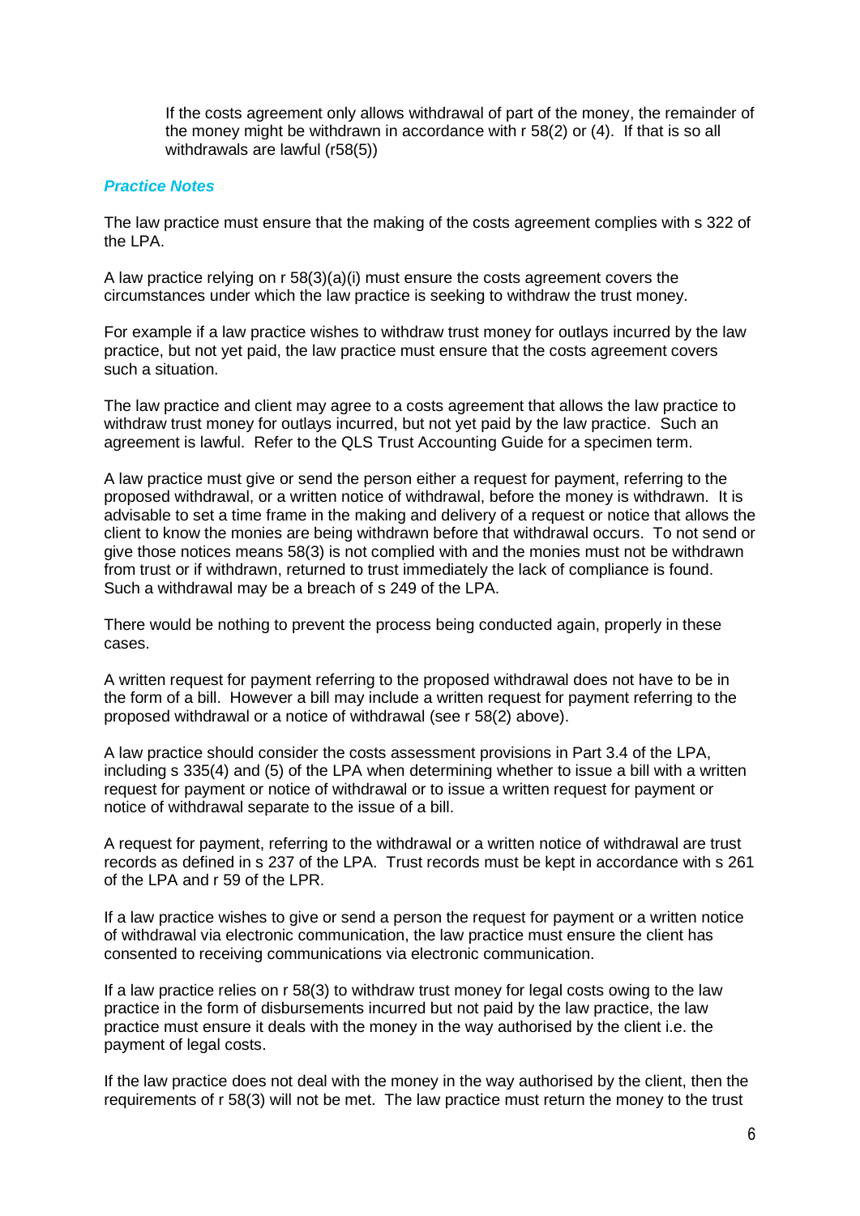If the costs agreement only allows withdrawal of part of the money, the remainder of the money might be withdrawn in accordance with r 58(2) or (4). If that is so all withdrawals are lawful (r58(5))

***Practice Notes***

The law practice must ensure that the making of the costs agreement complies with s 322 of the LPA.

A law practice relying on r 58(3)(a)(i) must ensure the costs agreement covers the circumstances under which the law practice is seeking to withdraw the trust money.

For example if a law practice wishes to withdraw trust money for outlays incurred by the law practice, but not yet paid, the law practice must ensure that the costs agreement covers such a situation.

The law practice and client may agree to a costs agreement that allows the law practice to withdraw trust money for outlays incurred, but not yet paid by the law practice. Such an agreement is lawful. Refer to the QLS Trust Accounting Guide for a specimen term.

A law practice must give or send the person either a request for payment, referring to the proposed withdrawal, or a written notice of withdrawal, before the money is withdrawn. It is advisable to set a time frame in the making and delivery of a request or notice that allows the client to know the monies are being withdrawn before that withdrawal occurs. To not send or give those notices means 58(3) is not complied with and the monies must not be withdrawn from trust or if withdrawn, returned to trust immediately the lack of compliance is found. Such a withdrawal may be a breach of s 249 of the LPA.

There would be nothing to prevent the process being conducted again, properly in these cases.

A written request for payment referring to the proposed withdrawal does not have to be in the form of a bill. However a bill may include a written request for payment referring to the proposed withdrawal or a notice of withdrawal (see r 58(2) above).

A law practice should consider the costs assessment provisions in Part 3.4 of the LPA, including s 335(4) and (5) of the LPA when determining whether to issue a bill with a written request for payment or notice of withdrawal or to issue a written request for payment or notice of withdrawal separate to the issue of a bill.

A request for payment, referring to the withdrawal or a written notice of withdrawal are trust records as defined in s 237 of the LPA. Trust records must be kept in accordance with s 261 of the LPA and r 59 of the LPR.

If a law practice wishes to give or send a person the request for payment or a written notice of withdrawal via electronic communication, the law practice must ensure the client has consented to receiving communications via electronic communication.

If a law practice relies on r 58(3) to withdraw trust money for legal costs owing to the law practice in the form of disbursements incurred but not paid by the law practice, the law practice must ensure it deals with the money in the way authorised by the client i.e. the payment of legal costs.

If the law practice does not deal with the money in the way authorised by the client, then the requirements of r 58(3) will not be met. The law practice must return the money to the trust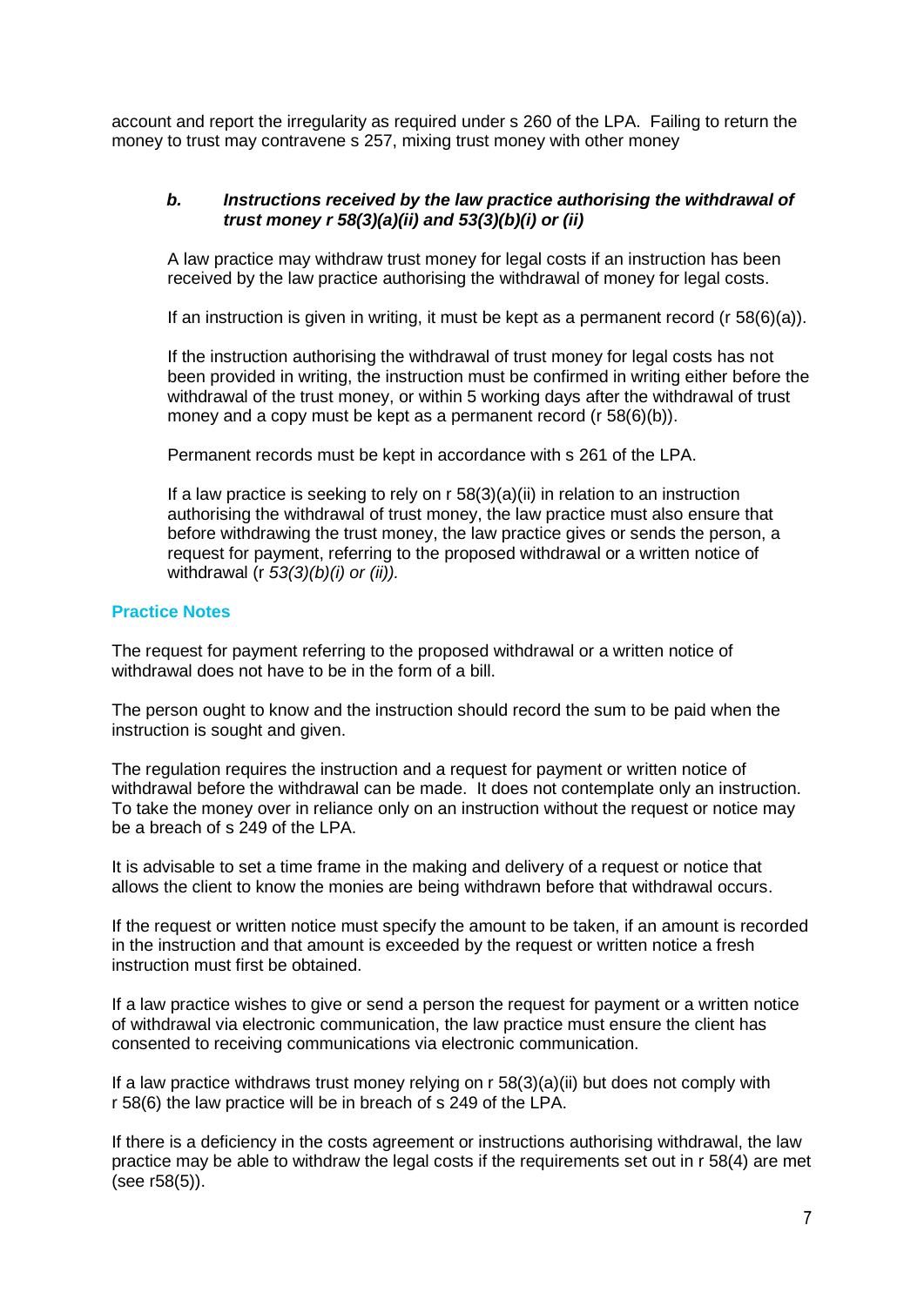account and report the irregularity as required under s 260 of the LPA. Failing to return the money to trust may contravene s 257, mixing trust money with other money

### *b. Instructions received by the law practice authorising the withdrawal of trust money r 58(3)(a)(ii) and 53(3)(b)(i) or (ii)*

A law practice may withdraw trust money for legal costs if an instruction has been received by the law practice authorising the withdrawal of money for legal costs.

If an instruction is given in writing, it must be kept as a permanent record (r 58(6)(a)).

If the instruction authorising the withdrawal of trust money for legal costs has not been provided in writing, the instruction must be confirmed in writing either before the withdrawal of the trust money, or within 5 working days after the withdrawal of trust money and a copy must be kept as a permanent record (r 58(6)(b)).

Permanent records must be kept in accordance with s 261 of the LPA.

If a law practice is seeking to rely on r 58(3)(a)(ii) in relation to an instruction authorising the withdrawal of trust money, the law practice must also ensure that before withdrawing the trust money, the law practice gives or sends the person, a request for payment, referring to the proposed withdrawal or a written notice of withdrawal (r *53(3)(b)(i) or (ii)).*

## Practice Notes

The request for payment referring to the proposed withdrawal or a written notice of withdrawal does not have to be in the form of a bill.

The person ought to know and the instruction should record the sum to be paid when the instruction is sought and given.

The regulation requires the instruction and a request for payment or written notice of withdrawal before the withdrawal can be made. It does not contemplate only an instruction. To take the money over in reliance only on an instruction without the request or notice may be a breach of s 249 of the LPA.

It is advisable to set a time frame in the making and delivery of a request or notice that allows the client to know the monies are being withdrawn before that withdrawal occurs.

If the request or written notice must specify the amount to be taken, if an amount is recorded in the instruction and that amount is exceeded by the request or written notice a fresh instruction must first be obtained.

If a law practice wishes to give or send a person the request for payment or a written notice of withdrawal via electronic communication, the law practice must ensure the client has consented to receiving communications via electronic communication.

If a law practice withdraws trust money relying on r 58(3)(a)(ii) but does not comply with r 58(6) the law practice will be in breach of s 249 of the LPA.

If there is a deficiency in the costs agreement or instructions authorising withdrawal, the law practice may be able to withdraw the legal costs if the requirements set out in r 58(4) are met (see r58(5)).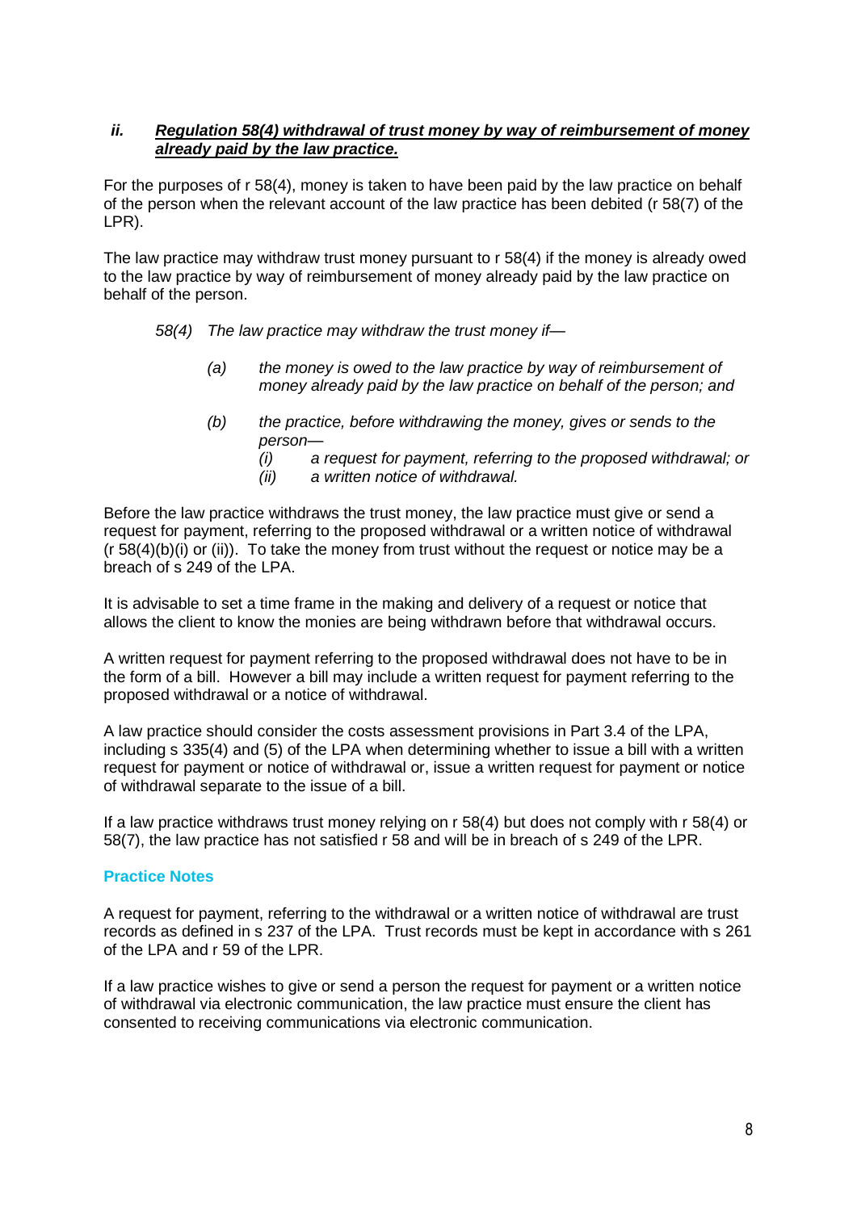### *ii. **Regulation 58(4) withdrawal of trust money by way of reimbursement of money already paid by the law practice.***

For the purposes of r 58(4), money is taken to have been paid by the law practice on behalf of the person when the relevant account of the law practice has been debited (r 58(7) of the LPR).

The law practice may withdraw trust money pursuant to r 58(4) if the money is already owed to the law practice by way of reimbursement of money already paid by the law practice on behalf of the person.

> *58(4) The law practice may withdraw the trust money if—*
>
> *(a) the money is owed to the law practice by way of reimbursement of money already paid by the law practice on behalf of the person; and*
>
> *(b) the practice, before withdrawing the money, gives or sends to the person—*
> *(i) a request for payment, referring to the proposed withdrawal; or*
> *(ii) a written notice of withdrawal.*

Before the law practice withdraws the trust money, the law practice must give or send a request for payment, referring to the proposed withdrawal or a written notice of withdrawal (r 58(4)(b)(i) or (ii)). To take the money from trust without the request or notice may be a breach of s 249 of the LPA.

It is advisable to set a time frame in the making and delivery of a request or notice that allows the client to know the monies are being withdrawn before that withdrawal occurs.

A written request for payment referring to the proposed withdrawal does not have to be in the form of a bill. However a bill may include a written request for payment referring to the proposed withdrawal or a notice of withdrawal.

A law practice should consider the costs assessment provisions in Part 3.4 of the LPA, including s 335(4) and (5) of the LPA when determining whether to issue a bill with a written request for payment or notice of withdrawal or, issue a written request for payment or notice of withdrawal separate to the issue of a bill.

If a law practice withdraws trust money relying on r 58(4) but does not comply with r 58(4) or 58(7), the law practice has not satisfied r 58 and will be in breach of s 249 of the LPR.

**Practice Notes**

A request for payment, referring to the withdrawal or a written notice of withdrawal are trust records as defined in s 237 of the LPA. Trust records must be kept in accordance with s 261 of the LPA and r 59 of the LPR.

If a law practice wishes to give or send a person the request for payment or a written notice of withdrawal via electronic communication, the law practice must ensure the client has consented to receiving communications via electronic communication.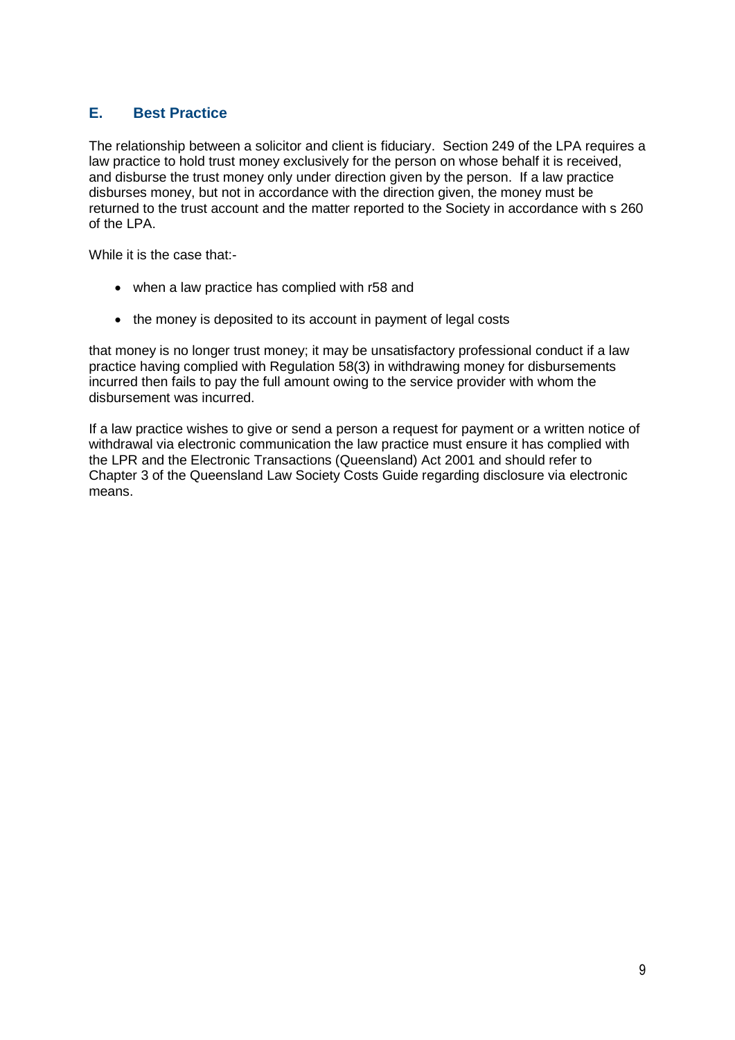## E. Best Practice

The relationship between a solicitor and client is fiduciary. Section 249 of the LPA requires a law practice to hold trust money exclusively for the person on whose behalf it is received, and disburse the trust money only under direction given by the person. If a law practice disburses money, but not in accordance with the direction given, the money must be returned to the trust account and the matter reported to the Society in accordance with s 260 of the LPA.

While it is the case that:-

- when a law practice has complied with r58 and
- the money is deposited to its account in payment of legal costs

that money is no longer trust money; it may be unsatisfactory professional conduct if a law practice having complied with Regulation 58(3) in withdrawing money for disbursements incurred then fails to pay the full amount owing to the service provider with whom the disbursement was incurred.

If a law practice wishes to give or send a person a request for payment or a written notice of withdrawal via electronic communication the law practice must ensure it has complied with the LPR and the Electronic Transactions (Queensland) Act 2001 and should refer to Chapter 3 of the Queensland Law Society Costs Guide regarding disclosure via electronic means.